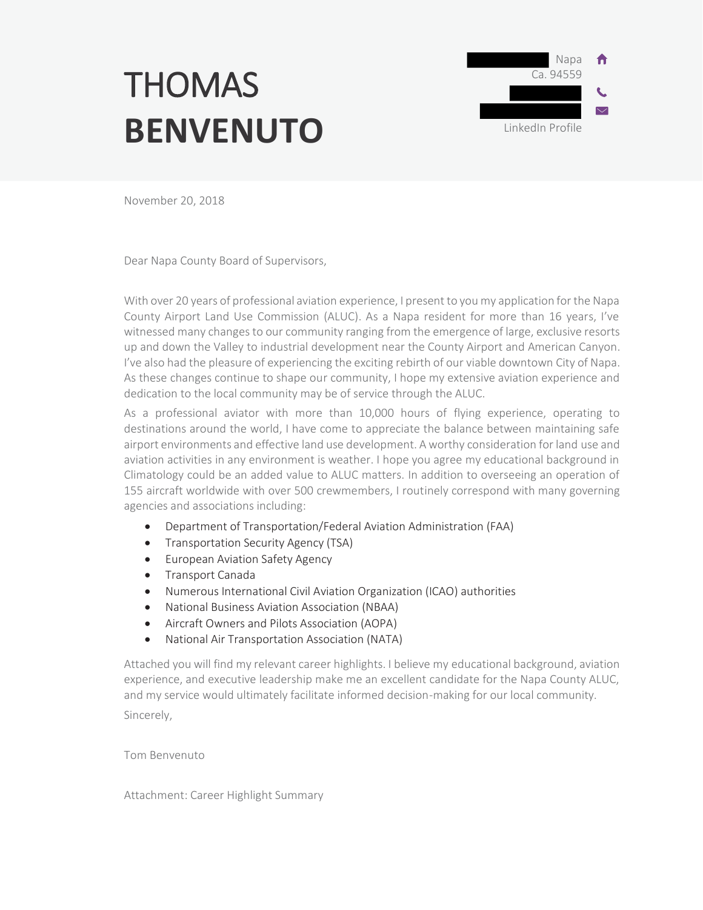# THOMAS **BENVENUTO**

Napa
Ca. 94559

LinkedIn Profile

November 20, 2018

Dear Napa County Board of Supervisors,

With over 20 years of professional aviation experience, I present to you my application for the Napa County Airport Land Use Commission (ALUC). As a Napa resident for more than 16 years, I've witnessed many changes to our community ranging from the emergence of large, exclusive resorts up and down the Valley to industrial development near the County Airport and American Canyon. I've also had the pleasure of experiencing the exciting rebirth of our viable downtown City of Napa. As these changes continue to shape our community, I hope my extensive aviation experience and dedication to the local community may be of service through the ALUC.

As a professional aviator with more than 10,000 hours of flying experience, operating to destinations around the world, I have come to appreciate the balance between maintaining safe airport environments and effective land use development. A worthy consideration for land use and aviation activities in any environment is weather. I hope you agree my educational background in Climatology could be an added value to ALUC matters. In addition to overseeing an operation of 155 aircraft worldwide with over 500 crewmembers, I routinely correspond with many governing agencies and associations including:

- Department of Transportation/Federal Aviation Administration (FAA)
- Transportation Security Agency (TSA)
- European Aviation Safety Agency
- Transport Canada
- Numerous International Civil Aviation Organization (ICAO) authorities
- National Business Aviation Association (NBAA)
- Aircraft Owners and Pilots Association (AOPA)
- National Air Transportation Association (NATA)

Attached you will find my relevant career highlights. I believe my educational background, aviation experience, and executive leadership make me an excellent candidate for the Napa County ALUC, and my service would ultimately facilitate informed decision-making for our local community.

Sincerely,

Tom Benvenuto

Attachment: Career Highlight Summary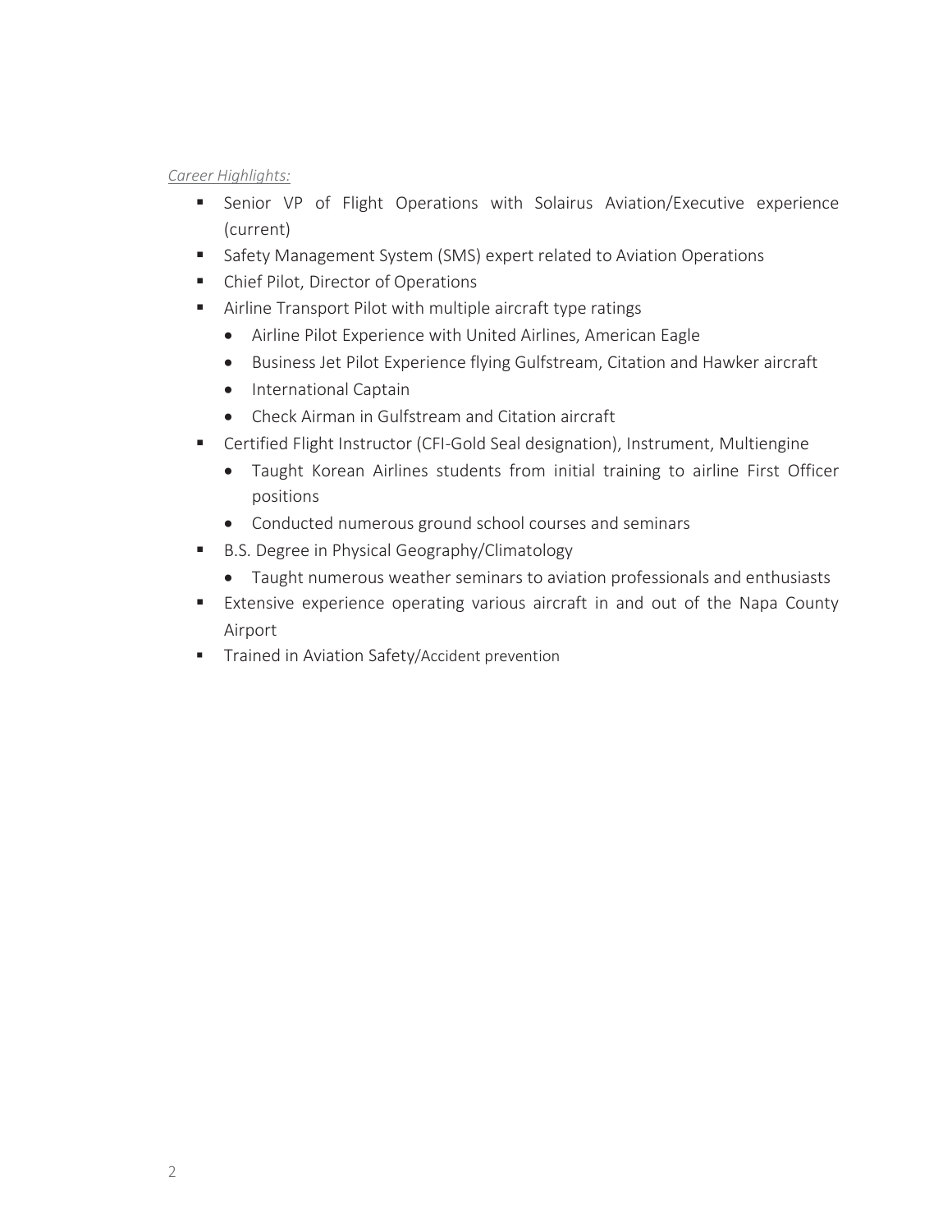*Career Highlights:*

- Senior VP of Flight Operations with Solairus Aviation/Executive experience (current)
- Safety Management System (SMS) expert related to Aviation Operations
- Chief Pilot, Director of Operations
- Airline Transport Pilot with multiple aircraft type ratings
  - Airline Pilot Experience with United Airlines, American Eagle
  - Business Jet Pilot Experience flying Gulfstream, Citation and Hawker aircraft
  - International Captain
  - Check Airman in Gulfstream and Citation aircraft
- Certified Flight Instructor (CFI-Gold Seal designation), Instrument, Multiengine
  - Taught Korean Airlines students from initial training to airline First Officer positions
  - Conducted numerous ground school courses and seminars
- B.S. Degree in Physical Geography/Climatology
  - Taught numerous weather seminars to aviation professionals and enthusiasts
- Extensive experience operating various aircraft in and out of the Napa County Airport
- Trained in Aviation Safety/Accident prevention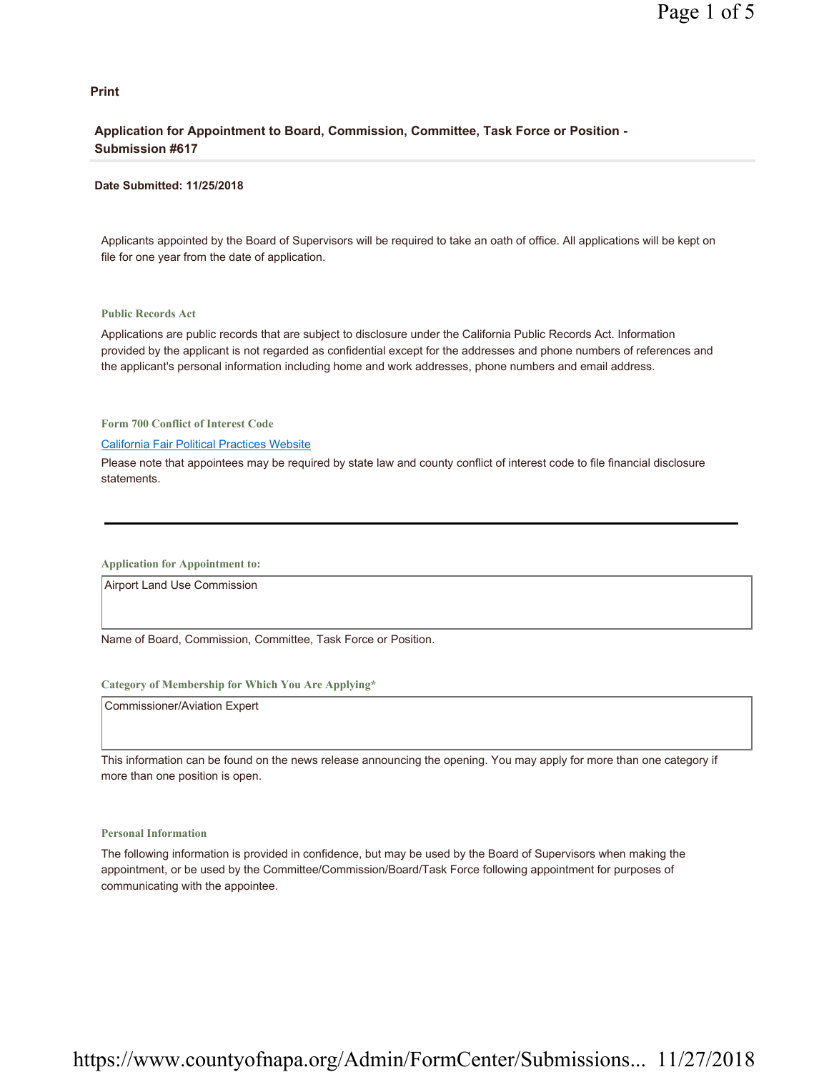**Print**

## Application for Appointment to Board, Commission, Committee, Task Force or Position - Submission #617

**Date Submitted: 11/25/2018**

Applicants appointed by the Board of Supervisors will be required to take an oath of office. All applications will be kept on file for one year from the date of application.

### Public Records Act

Applications are public records that are subject to disclosure under the California Public Records Act. Information provided by the applicant is not regarded as confidential except for the addresses and phone numbers of references and the applicant's personal information including home and work addresses, phone numbers and email address.

### Form 700 Conflict of Interest Code

California Fair Political Practices Website

Please note that appointees may be required by state law and county conflict of interest code to file financial disclosure statements.

---

### Application for Appointment to:

Airport Land Use Commission

Name of Board, Commission, Committee, Task Force or Position.

### Category of Membership for Which You Are Applying*

Commissioner/Aviation Expert

This information can be found on the news release announcing the opening. You may apply for more than one category if more than one position is open.

### Personal Information

The following information is provided in confidence, but may be used by the Board of Supervisors when making the appointment, or be used by the Committee/Commission/Board/Task Force following appointment for purposes of communicating with the appointee.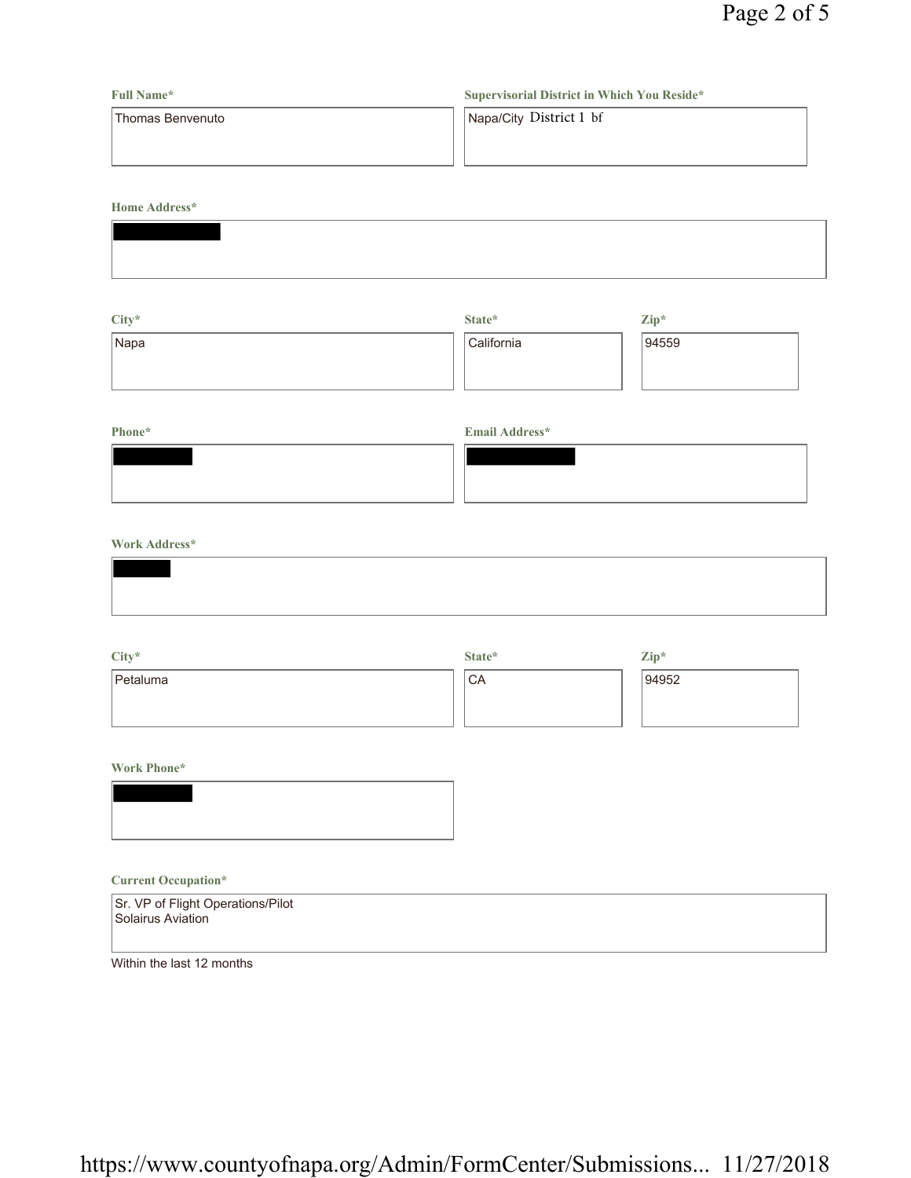**Full Name***

Thomas Benvenuto

**Supervisorial District in Which You Reside***

Napa/City District 1 bf

**Home Address***

[REDACTED]

**City***

Napa

**State***

California

**Zip***

94559

**Phone***

[REDACTED]

**Email Address***

[REDACTED]

**Work Address***

[REDACTED]

**City***

Petaluma

**State***

CA

**Zip***

94952

**Work Phone***

[REDACTED]

**Current Occupation***

Sr. VP of Flight Operations/Pilot
Solairus Aviation

Within the last 12 months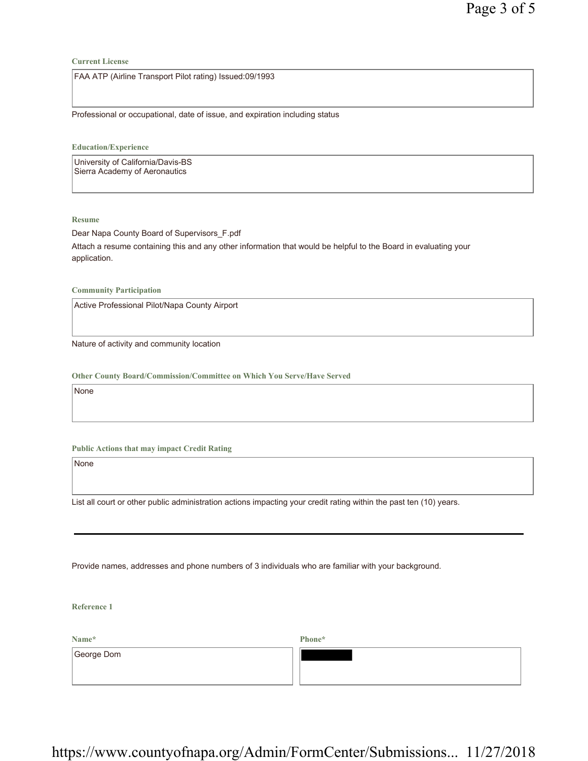**Current License**

FAA ATP (Airline Transport Pilot rating) Issued:09/1993

Professional or occupational, date of issue, and expiration including status

**Education/Experience**

University of California/Davis-BS
Sierra Academy of Aeronautics

**Resume**

Dear Napa County Board of Supervisors_F.pdf

Attach a resume containing this and any other information that would be helpful to the Board in evaluating your application.

**Community Participation**

Active Professional Pilot/Napa County Airport

Nature of activity and community location

**Other County Board/Commission/Committee on Which You Serve/Have Served**

None

**Public Actions that may impact Credit Rating**

None

List all court or other public administration actions impacting your credit rating within the past ten (10) years.

---

Provide names, addresses and phone numbers of 3 individuals who are familiar with your background.

**Reference 1**

| Name* | Phone* |
| --- | --- |
| George Dom | [REDACTED] |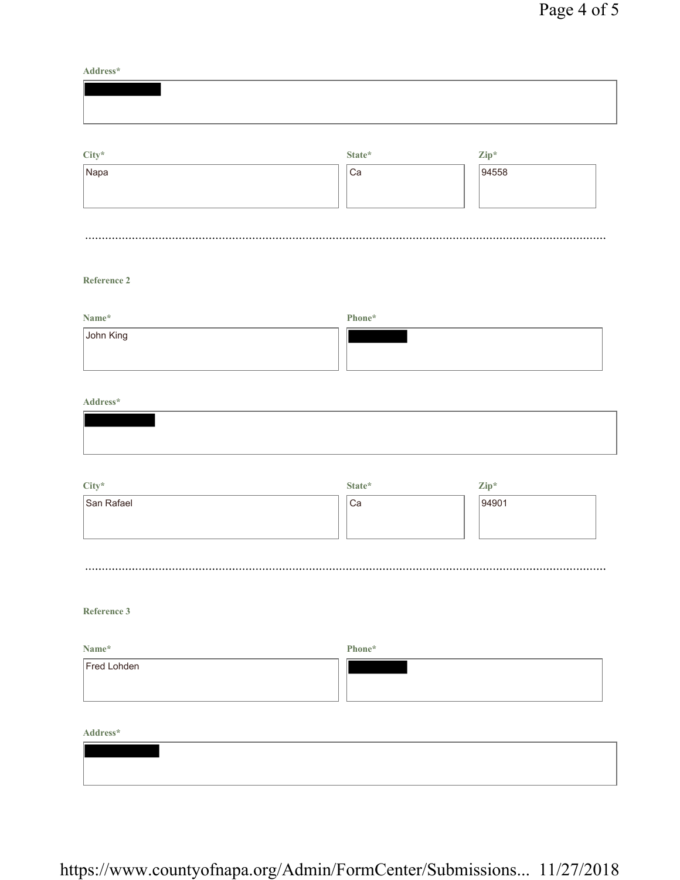**Address***

[REDACTED]

| City* | State* | Zip* |
| --- | --- | --- |
| Napa | Ca | 94558 |

---

**Reference 2**

| Name* | Phone* |
| --- | --- |
| John King | [REDACTED] |

**Address***

[REDACTED]

| City* | State* | Zip* |
| --- | --- | --- |
| San Rafael | Ca | 94901 |

---

**Reference 3**

| Name* | Phone* |
| --- | --- |
| Fred Lohden | [REDACTED] |

**Address***

[REDACTED]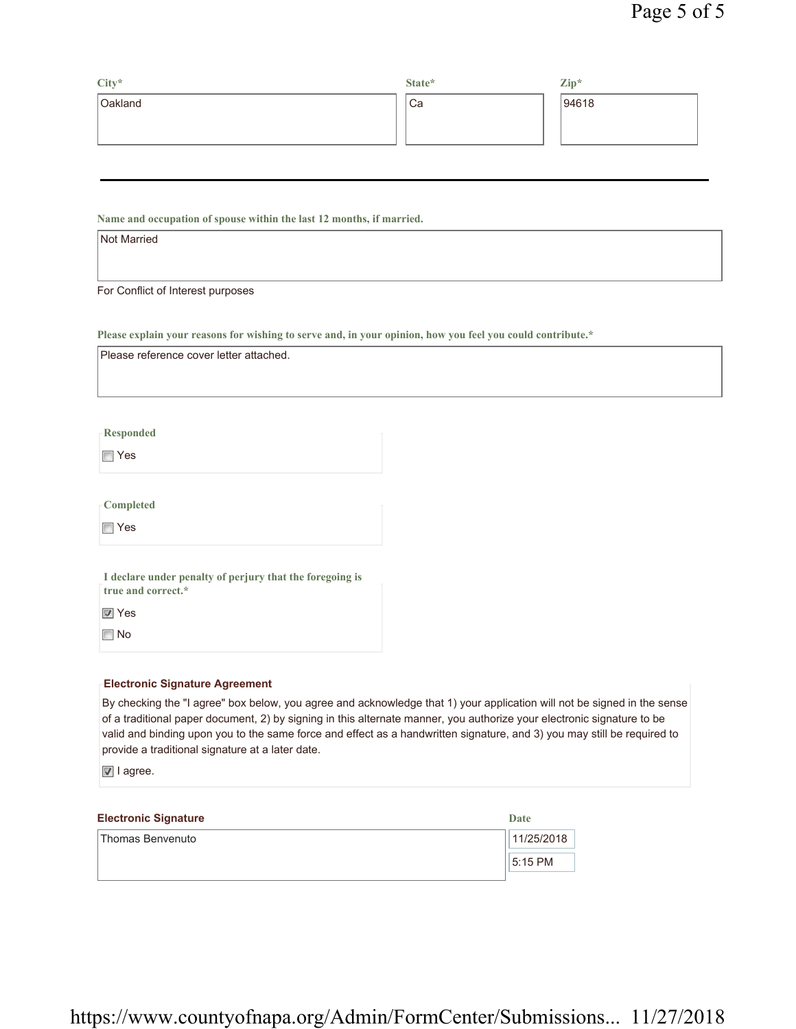| City* | State* | Zip* |
| --- | --- | --- |
| Oakland | Ca | 94618 |

---

**Name and occupation of spouse within the last 12 months, if married.**

Not Married

For Conflict of Interest purposes

**Please explain your reasons for wishing to serve and, in your opinion, how you feel you could contribute.***

Please reference cover letter attached.

**Responded**

- [ ] Yes

**Completed**

- [ ] Yes

**I declare under penalty of perjury that the foregoing is true and correct.***

- [x] Yes
- [ ] No

**Electronic Signature Agreement**

By checking the "I agree" box below, you agree and acknowledge that 1) your application will not be signed in the sense of a traditional paper document, 2) by signing in this alternate manner, you authorize your electronic signature to be valid and binding upon you to the same force and effect as a handwritten signature, and 3) you may still be required to provide a traditional signature at a later date.

- [x] I agree.

| Electronic Signature | Date |
| --- | --- |
| Thomas Benvenuto | 11/25/2018 |
| | 5:15 PM |